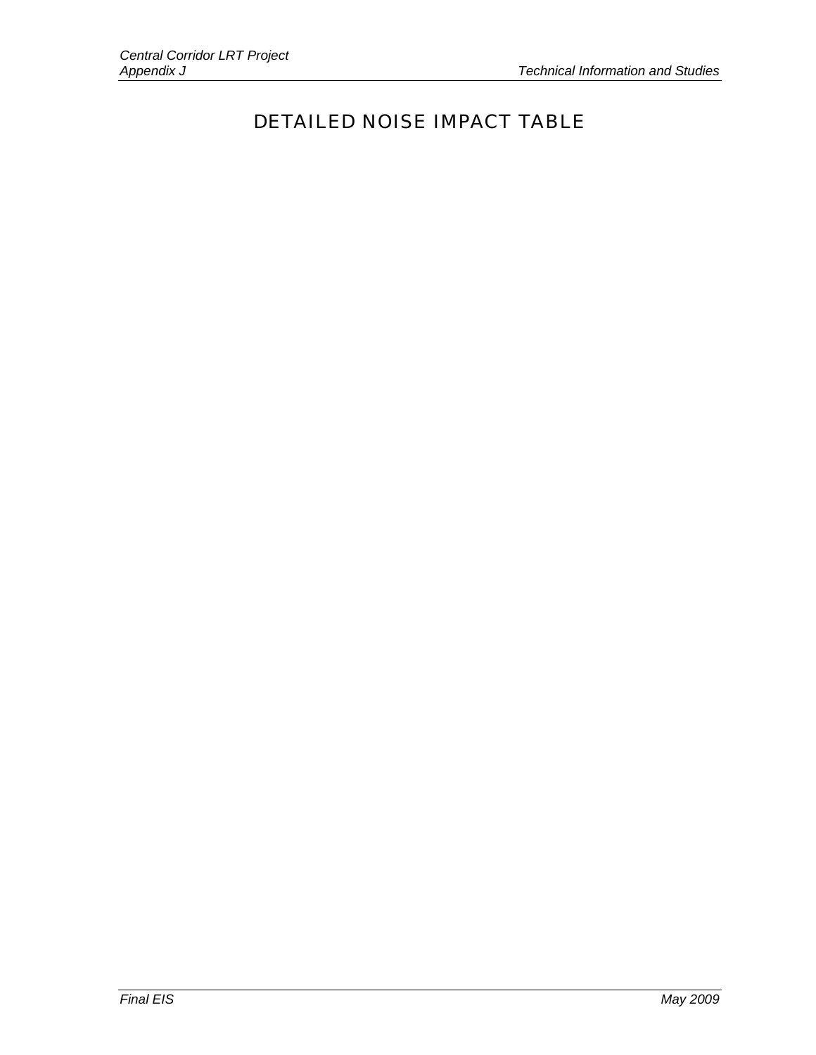# DETAILED NOISE IMPACT TABLE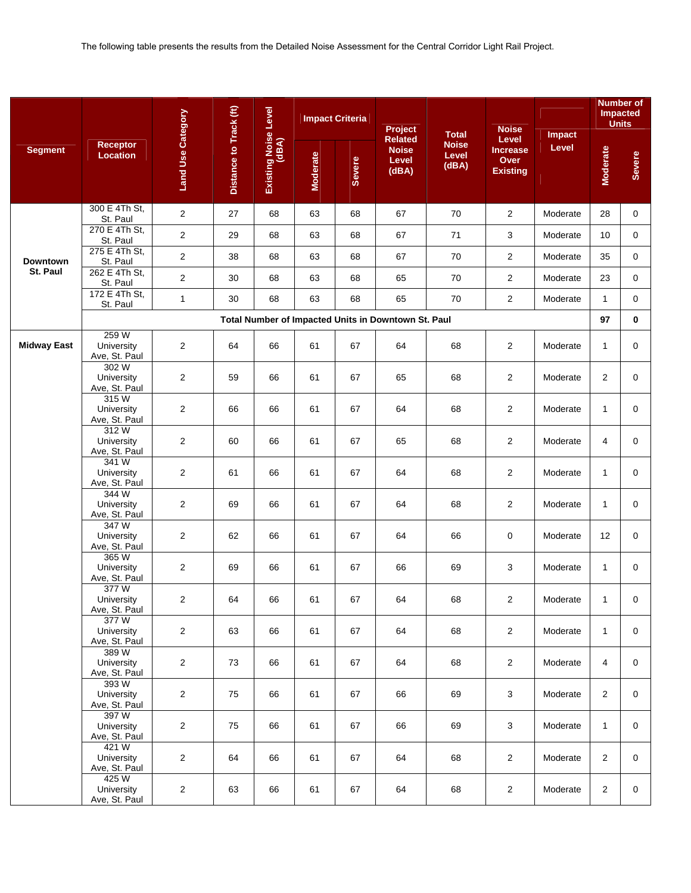The following table presents the results from the Detailed Noise Assessment for the Central Corridor Light Rail Project.

| Segment | Receptor Location | Land Use Category | Distance to Track (ft) | Existing Noise Level (dBA) | Impact Criteria | | Project Related Noise Level (dBA) | Total Noise Level (dBA) | Noise Level Increase Over Existing | Impact Level | Number of Impacted Units | |
|---|---|---|---|---|---|---|---|---|---|---|---|---|
| | | | | | Moderate | Severe | | | | | Moderate | Severe |
| Downtown St. Paul | 300 E 4Th St, St. Paul | 2 | 27 | 68 | 63 | 68 | 67 | 70 | 2 | Moderate | 28 | 0 |
| | 270 E 4Th St, St. Paul | 2 | 29 | 68 | 63 | 68 | 67 | 71 | 3 | Moderate | 10 | 0 |
| | 275 E 4Th St, St. Paul | 2 | 38 | 68 | 63 | 68 | 67 | 70 | 2 | Moderate | 35 | 0 |
| | 262 E 4Th St, St. Paul | 2 | 30 | 68 | 63 | 68 | 65 | 70 | 2 | Moderate | 23 | 0 |
| | 172 E 4Th St, St. Paul | 1 | 30 | 68 | 63 | 68 | 65 | 70 | 2 | Moderate | 1 | 0 |
| | **Total Number of Impacted Units in Downtown St. Paul** | | | | | | | | | | **97** | **0** |
| Midway East | 259 W University Ave, St. Paul | 2 | 64 | 66 | 61 | 67 | 64 | 68 | 2 | Moderate | 1 | 0 |
| | 302 W University Ave, St. Paul | 2 | 59 | 66 | 61 | 67 | 65 | 68 | 2 | Moderate | 2 | 0 |
| | 315 W University Ave, St. Paul | 2 | 66 | 66 | 61 | 67 | 64 | 68 | 2 | Moderate | 1 | 0 |
| | 312 W University Ave, St. Paul | 2 | 60 | 66 | 61 | 67 | 65 | 68 | 2 | Moderate | 4 | 0 |
| | 341 W University Ave, St. Paul | 2 | 61 | 66 | 61 | 67 | 64 | 68 | 2 | Moderate | 1 | 0 |
| | 344 W University Ave, St. Paul | 2 | 69 | 66 | 61 | 67 | 64 | 68 | 2 | Moderate | 1 | 0 |
| | 347 W University Ave, St. Paul | 2 | 62 | 66 | 61 | 67 | 64 | 66 | 0 | Moderate | 12 | 0 |
| | 365 W University Ave, St. Paul | 2 | 69 | 66 | 61 | 67 | 66 | 69 | 3 | Moderate | 1 | 0 |
| | 377 W University Ave, St. Paul | 2 | 64 | 66 | 61 | 67 | 64 | 68 | 2 | Moderate | 1 | 0 |
| | 377 W University Ave, St. Paul | 2 | 63 | 66 | 61 | 67 | 64 | 68 | 2 | Moderate | 1 | 0 |
| | 389 W University Ave, St. Paul | 2 | 73 | 66 | 61 | 67 | 64 | 68 | 2 | Moderate | 4 | 0 |
| | 393 W University Ave, St. Paul | 2 | 75 | 66 | 61 | 67 | 66 | 69 | 3 | Moderate | 2 | 0 |
| | 397 W University Ave, St. Paul | 2 | 75 | 66 | 61 | 67 | 66 | 69 | 3 | Moderate | 1 | 0 |
| | 421 W University Ave, St. Paul | 2 | 64 | 66 | 61 | 67 | 64 | 68 | 2 | Moderate | 2 | 0 |
| | 425 W University Ave, St. Paul | 2 | 63 | 66 | 61 | 67 | 64 | 68 | 2 | Moderate | 2 | 0 |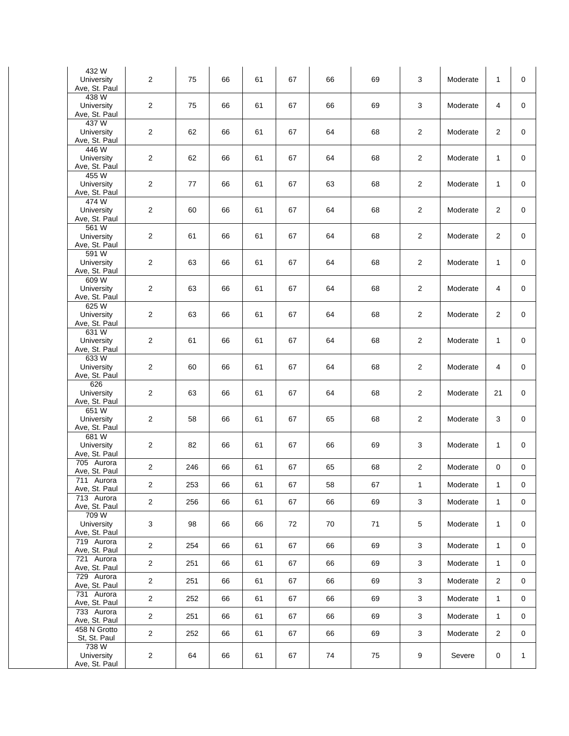| | | | | | | | | | | | |
|---|---|---|---|---|---|---|---|---|---|---|---|
| | 432 W University Ave, St. Paul | 2 | 75 | 66 | 61 | 67 | 66 | 69 | 3 | Moderate | 1 | 0 |
| | 438 W University Ave, St. Paul | 2 | 75 | 66 | 61 | 67 | 66 | 69 | 3 | Moderate | 4 | 0 |
| | 437 W University Ave, St. Paul | 2 | 62 | 66 | 61 | 67 | 64 | 68 | 2 | Moderate | 2 | 0 |
| | 446 W University Ave, St. Paul | 2 | 62 | 66 | 61 | 67 | 64 | 68 | 2 | Moderate | 1 | 0 |
| | 455 W University Ave, St. Paul | 2 | 77 | 66 | 61 | 67 | 63 | 68 | 2 | Moderate | 1 | 0 |
| | 474 W University Ave, St. Paul | 2 | 60 | 66 | 61 | 67 | 64 | 68 | 2 | Moderate | 2 | 0 |
| | 561 W University Ave, St. Paul | 2 | 61 | 66 | 61 | 67 | 64 | 68 | 2 | Moderate | 2 | 0 |
| | 591 W University Ave, St. Paul | 2 | 63 | 66 | 61 | 67 | 64 | 68 | 2 | Moderate | 1 | 0 |
| | 609 W University Ave, St. Paul | 2 | 63 | 66 | 61 | 67 | 64 | 68 | 2 | Moderate | 4 | 0 |
| | 625 W University Ave, St. Paul | 2 | 63 | 66 | 61 | 67 | 64 | 68 | 2 | Moderate | 2 | 0 |
| | 631 W University Ave, St. Paul | 2 | 61 | 66 | 61 | 67 | 64 | 68 | 2 | Moderate | 1 | 0 |
| | 633 W University Ave, St. Paul | 2 | 60 | 66 | 61 | 67 | 64 | 68 | 2 | Moderate | 4 | 0 |
| | 626 University Ave, St. Paul | 2 | 63 | 66 | 61 | 67 | 64 | 68 | 2 | Moderate | 21 | 0 |
| | 651 W University Ave, St. Paul | 2 | 58 | 66 | 61 | 67 | 65 | 68 | 2 | Moderate | 3 | 0 |
| | 681 W University Ave, St. Paul | 2 | 82 | 66 | 61 | 67 | 66 | 69 | 3 | Moderate | 1 | 0 |
| | 705 Aurora Ave, St. Paul | 2 | 246 | 66 | 61 | 67 | 65 | 68 | 2 | Moderate | 0 | 0 |
| | 711 Aurora Ave, St. Paul | 2 | 253 | 66 | 61 | 67 | 58 | 67 | 1 | Moderate | 1 | 0 |
| | 713 Aurora Ave, St. Paul | 2 | 256 | 66 | 61 | 67 | 66 | 69 | 3 | Moderate | 1 | 0 |
| | 709 W University Ave, St. Paul | 3 | 98 | 66 | 66 | 72 | 70 | 71 | 5 | Moderate | 1 | 0 |
| | 719 Aurora Ave, St. Paul | 2 | 254 | 66 | 61 | 67 | 66 | 69 | 3 | Moderate | 1 | 0 |
| | 721 Aurora Ave, St. Paul | 2 | 251 | 66 | 61 | 67 | 66 | 69 | 3 | Moderate | 1 | 0 |
| | 729 Aurora Ave, St. Paul | 2 | 251 | 66 | 61 | 67 | 66 | 69 | 3 | Moderate | 2 | 0 |
| | 731 Aurora Ave, St. Paul | 2 | 252 | 66 | 61 | 67 | 66 | 69 | 3 | Moderate | 1 | 0 |
| | 733 Aurora Ave, St. Paul | 2 | 251 | 66 | 61 | 67 | 66 | 69 | 3 | Moderate | 1 | 0 |
| | 458 N Grotto St, St. Paul | 2 | 252 | 66 | 61 | 67 | 66 | 69 | 3 | Moderate | 2 | 0 |
| | 738 W University Ave, St. Paul | 2 | 64 | 66 | 61 | 67 | 74 | 75 | 9 | Severe | 0 | 1 |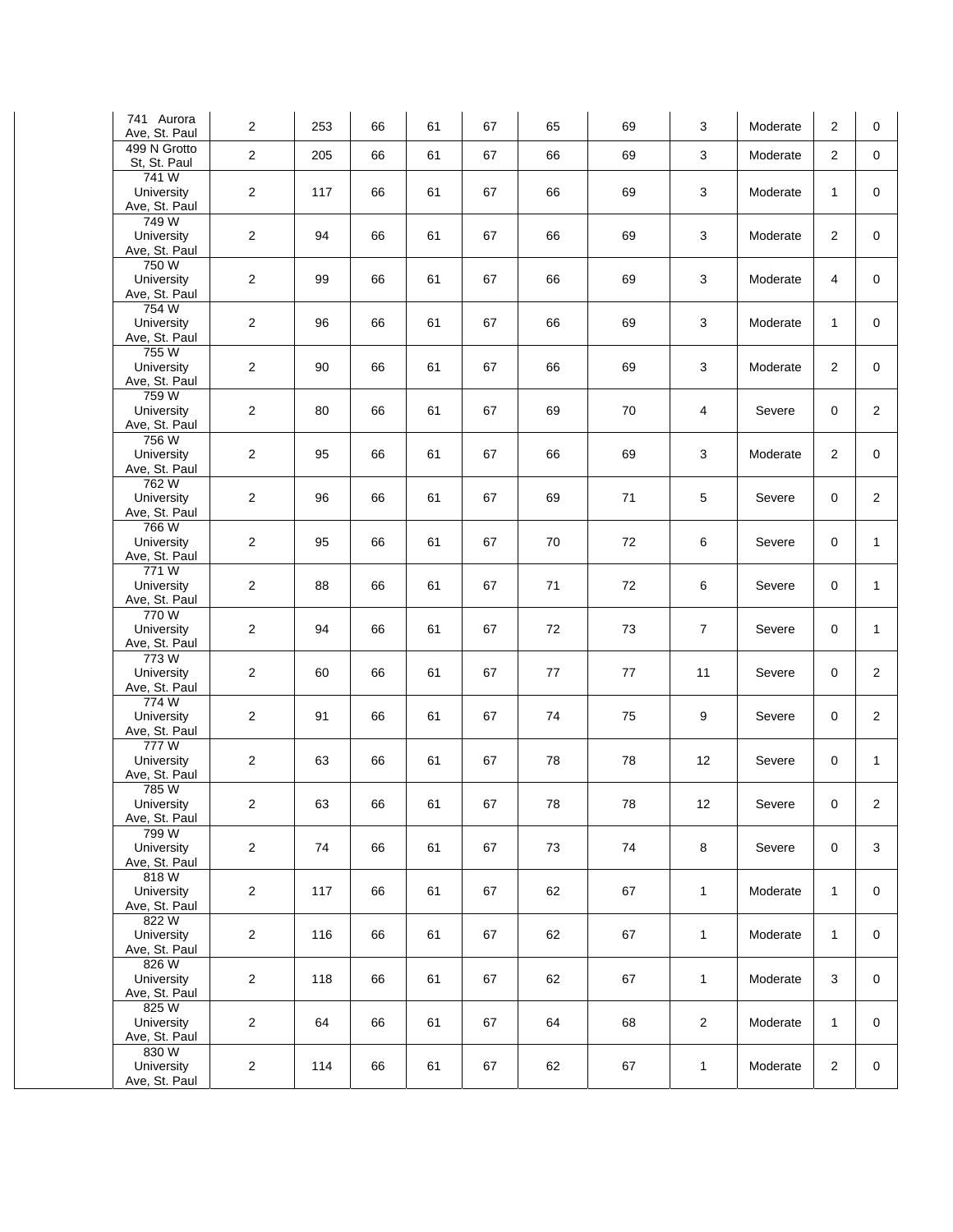| | | | | | | | | | | | |
|---|---|---|---|---|---|---|---|---|---|---|---|
| 741 Aurora Ave, St. Paul | 2 | 253 | 66 | 61 | 67 | 65 | 69 | 3 | Moderate | 2 | 0 |
| 499 N Grotto St, St. Paul | 2 | 205 | 66 | 61 | 67 | 66 | 69 | 3 | Moderate | 2 | 0 |
| 741 W University Ave, St. Paul | 2 | 117 | 66 | 61 | 67 | 66 | 69 | 3 | Moderate | 1 | 0 |
| 749 W University Ave, St. Paul | 2 | 94 | 66 | 61 | 67 | 66 | 69 | 3 | Moderate | 2 | 0 |
| 750 W University Ave, St. Paul | 2 | 99 | 66 | 61 | 67 | 66 | 69 | 3 | Moderate | 4 | 0 |
| 754 W University Ave, St. Paul | 2 | 96 | 66 | 61 | 67 | 66 | 69 | 3 | Moderate | 1 | 0 |
| 755 W University Ave, St. Paul | 2 | 90 | 66 | 61 | 67 | 66 | 69 | 3 | Moderate | 2 | 0 |
| 759 W University Ave, St. Paul | 2 | 80 | 66 | 61 | 67 | 69 | 70 | 4 | Severe | 0 | 2 |
| 756 W University Ave, St. Paul | 2 | 95 | 66 | 61 | 67 | 66 | 69 | 3 | Moderate | 2 | 0 |
| 762 W University Ave, St. Paul | 2 | 96 | 66 | 61 | 67 | 69 | 71 | 5 | Severe | 0 | 2 |
| 766 W University Ave, St. Paul | 2 | 95 | 66 | 61 | 67 | 70 | 72 | 6 | Severe | 0 | 1 |
| 771 W University Ave, St. Paul | 2 | 88 | 66 | 61 | 67 | 71 | 72 | 6 | Severe | 0 | 1 |
| 770 W University Ave, St. Paul | 2 | 94 | 66 | 61 | 67 | 72 | 73 | 7 | Severe | 0 | 1 |
| 773 W University Ave, St. Paul | 2 | 60 | 66 | 61 | 67 | 77 | 77 | 11 | Severe | 0 | 2 |
| 774 W University Ave, St. Paul | 2 | 91 | 66 | 61 | 67 | 74 | 75 | 9 | Severe | 0 | 2 |
| 777 W University Ave, St. Paul | 2 | 63 | 66 | 61 | 67 | 78 | 78 | 12 | Severe | 0 | 1 |
| 785 W University Ave, St. Paul | 2 | 63 | 66 | 61 | 67 | 78 | 78 | 12 | Severe | 0 | 2 |
| 799 W University Ave, St. Paul | 2 | 74 | 66 | 61 | 67 | 73 | 74 | 8 | Severe | 0 | 3 |
| 818 W University Ave, St. Paul | 2 | 117 | 66 | 61 | 67 | 62 | 67 | 1 | Moderate | 1 | 0 |
| 822 W University Ave, St. Paul | 2 | 116 | 66 | 61 | 67 | 62 | 67 | 1 | Moderate | 1 | 0 |
| 826 W University Ave, St. Paul | 2 | 118 | 66 | 61 | 67 | 62 | 67 | 1 | Moderate | 3 | 0 |
| 825 W University Ave, St. Paul | 2 | 64 | 66 | 61 | 67 | 64 | 68 | 2 | Moderate | 1 | 0 |
| 830 W University Ave, St. Paul | 2 | 114 | 66 | 61 | 67 | 62 | 67 | 1 | Moderate | 2 | 0 |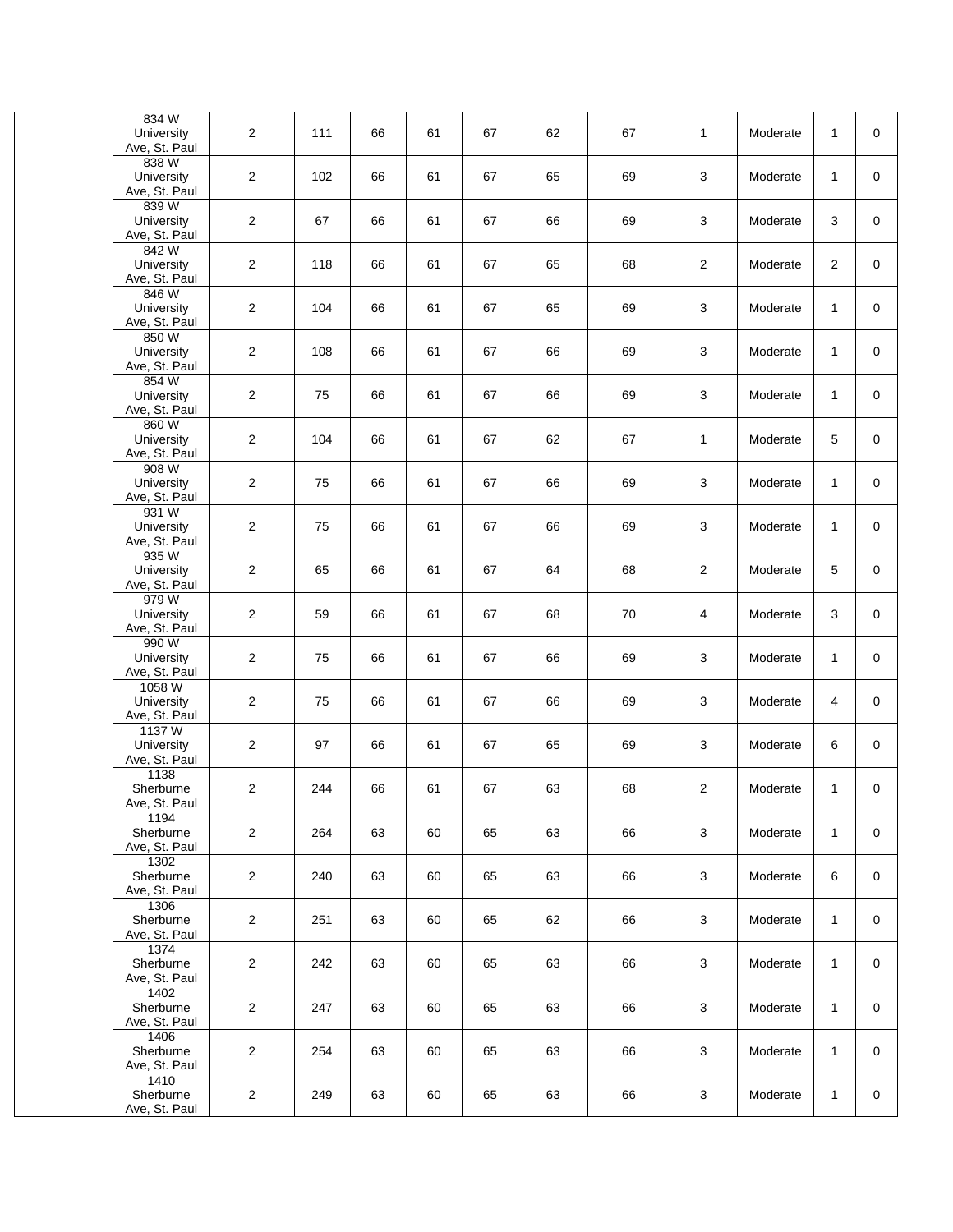| | | | | | | | | | | | |
|---|---|---|---|---|---|---|---|---|---|---|---|
| | 834 W University Ave, St. Paul | 2 | 111 | 66 | 61 | 67 | 62 | 67 | 1 | Moderate | 1 | 0 |
| | 838 W University Ave, St. Paul | 2 | 102 | 66 | 61 | 67 | 65 | 69 | 3 | Moderate | 1 | 0 |
| | 839 W University Ave, St. Paul | 2 | 67 | 66 | 61 | 67 | 66 | 69 | 3 | Moderate | 3 | 0 |
| | 842 W University Ave, St. Paul | 2 | 118 | 66 | 61 | 67 | 65 | 68 | 2 | Moderate | 2 | 0 |
| | 846 W University Ave, St. Paul | 2 | 104 | 66 | 61 | 67 | 65 | 69 | 3 | Moderate | 1 | 0 |
| | 850 W University Ave, St. Paul | 2 | 108 | 66 | 61 | 67 | 66 | 69 | 3 | Moderate | 1 | 0 |
| | 854 W University Ave, St. Paul | 2 | 75 | 66 | 61 | 67 | 66 | 69 | 3 | Moderate | 1 | 0 |
| | 860 W University Ave, St. Paul | 2 | 104 | 66 | 61 | 67 | 62 | 67 | 1 | Moderate | 5 | 0 |
| | 908 W University Ave, St. Paul | 2 | 75 | 66 | 61 | 67 | 66 | 69 | 3 | Moderate | 1 | 0 |
| | 931 W University Ave, St. Paul | 2 | 75 | 66 | 61 | 67 | 66 | 69 | 3 | Moderate | 1 | 0 |
| | 935 W University Ave, St. Paul | 2 | 65 | 66 | 61 | 67 | 64 | 68 | 2 | Moderate | 5 | 0 |
| | 979 W University Ave, St. Paul | 2 | 59 | 66 | 61 | 67 | 68 | 70 | 4 | Moderate | 3 | 0 |
| | 990 W University Ave, St. Paul | 2 | 75 | 66 | 61 | 67 | 66 | 69 | 3 | Moderate | 1 | 0 |
| | 1058 W University Ave, St. Paul | 2 | 75 | 66 | 61 | 67 | 66 | 69 | 3 | Moderate | 4 | 0 |
| | 1137 W University Ave, St. Paul | 2 | 97 | 66 | 61 | 67 | 65 | 69 | 3 | Moderate | 6 | 0 |
| | 1138 Sherburne Ave, St. Paul | 2 | 244 | 66 | 61 | 67 | 63 | 68 | 2 | Moderate | 1 | 0 |
| | 1194 Sherburne Ave, St. Paul | 2 | 264 | 63 | 60 | 65 | 63 | 66 | 3 | Moderate | 1 | 0 |
| | 1302 Sherburne Ave, St. Paul | 2 | 240 | 63 | 60 | 65 | 63 | 66 | 3 | Moderate | 6 | 0 |
| | 1306 Sherburne Ave, St. Paul | 2 | 251 | 63 | 60 | 65 | 62 | 66 | 3 | Moderate | 1 | 0 |
| | 1374 Sherburne Ave, St. Paul | 2 | 242 | 63 | 60 | 65 | 63 | 66 | 3 | Moderate | 1 | 0 |
| | 1402 Sherburne Ave, St. Paul | 2 | 247 | 63 | 60 | 65 | 63 | 66 | 3 | Moderate | 1 | 0 |
| | 1406 Sherburne Ave, St. Paul | 2 | 254 | 63 | 60 | 65 | 63 | 66 | 3 | Moderate | 1 | 0 |
| | 1410 Sherburne Ave, St. Paul | 2 | 249 | 63 | 60 | 65 | 63 | 66 | 3 | Moderate | 1 | 0 |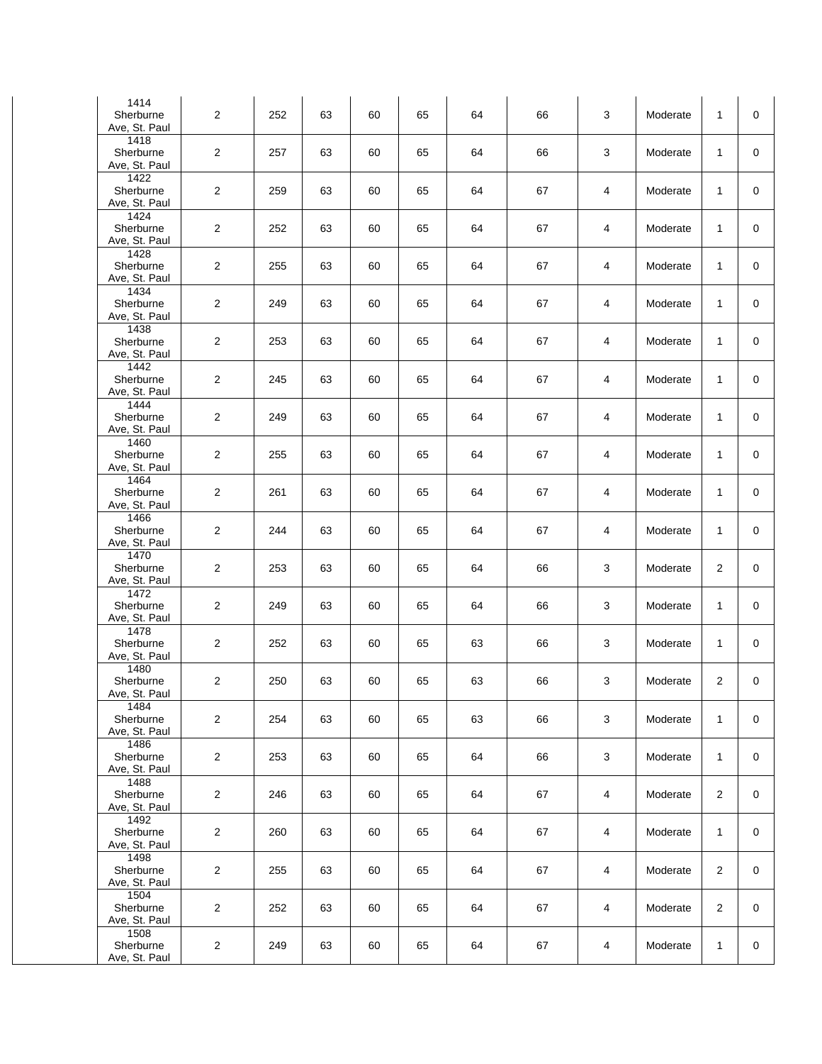| | | | | | | | | | | | | |
|---|---|---|---|---|---|---|---|---|---|---|---|---|
| | 1414 Sherburne Ave, St. Paul | 2 | 252 | 63 | 60 | 65 | 64 | 66 | 3 | Moderate | 1 | 0 |
| | 1418 Sherburne Ave, St. Paul | 2 | 257 | 63 | 60 | 65 | 64 | 66 | 3 | Moderate | 1 | 0 |
| | 1422 Sherburne Ave, St. Paul | 2 | 259 | 63 | 60 | 65 | 64 | 67 | 4 | Moderate | 1 | 0 |
| | 1424 Sherburne Ave, St. Paul | 2 | 252 | 63 | 60 | 65 | 64 | 67 | 4 | Moderate | 1 | 0 |
| | 1428 Sherburne Ave, St. Paul | 2 | 255 | 63 | 60 | 65 | 64 | 67 | 4 | Moderate | 1 | 0 |
| | 1434 Sherburne Ave, St. Paul | 2 | 249 | 63 | 60 | 65 | 64 | 67 | 4 | Moderate | 1 | 0 |
| | 1438 Sherburne Ave, St. Paul | 2 | 253 | 63 | 60 | 65 | 64 | 67 | 4 | Moderate | 1 | 0 |
| | 1442 Sherburne Ave, St. Paul | 2 | 245 | 63 | 60 | 65 | 64 | 67 | 4 | Moderate | 1 | 0 |
| | 1444 Sherburne Ave, St. Paul | 2 | 249 | 63 | 60 | 65 | 64 | 67 | 4 | Moderate | 1 | 0 |
| | 1460 Sherburne Ave, St. Paul | 2 | 255 | 63 | 60 | 65 | 64 | 67 | 4 | Moderate | 1 | 0 |
| | 1464 Sherburne Ave, St. Paul | 2 | 261 | 63 | 60 | 65 | 64 | 67 | 4 | Moderate | 1 | 0 |
| | 1466 Sherburne Ave, St. Paul | 2 | 244 | 63 | 60 | 65 | 64 | 67 | 4 | Moderate | 1 | 0 |
| | 1470 Sherburne Ave, St. Paul | 2 | 253 | 63 | 60 | 65 | 64 | 66 | 3 | Moderate | 2 | 0 |
| | 1472 Sherburne Ave, St. Paul | 2 | 249 | 63 | 60 | 65 | 64 | 66 | 3 | Moderate | 1 | 0 |
| | 1478 Sherburne Ave, St. Paul | 2 | 252 | 63 | 60 | 65 | 63 | 66 | 3 | Moderate | 1 | 0 |
| | 1480 Sherburne Ave, St. Paul | 2 | 250 | 63 | 60 | 65 | 63 | 66 | 3 | Moderate | 2 | 0 |
| | 1484 Sherburne Ave, St. Paul | 2 | 254 | 63 | 60 | 65 | 63 | 66 | 3 | Moderate | 1 | 0 |
| | 1486 Sherburne Ave, St. Paul | 2 | 253 | 63 | 60 | 65 | 64 | 66 | 3 | Moderate | 1 | 0 |
| | 1488 Sherburne Ave, St. Paul | 2 | 246 | 63 | 60 | 65 | 64 | 67 | 4 | Moderate | 2 | 0 |
| | 1492 Sherburne Ave, St. Paul | 2 | 260 | 63 | 60 | 65 | 64 | 67 | 4 | Moderate | 1 | 0 |
| | 1498 Sherburne Ave, St. Paul | 2 | 255 | 63 | 60 | 65 | 64 | 67 | 4 | Moderate | 2 | 0 |
| | 1504 Sherburne Ave, St. Paul | 2 | 252 | 63 | 60 | 65 | 64 | 67 | 4 | Moderate | 2 | 0 |
| | 1508 Sherburne Ave, St. Paul | 2 | 249 | 63 | 60 | 65 | 64 | 67 | 4 | Moderate | 1 | 0 |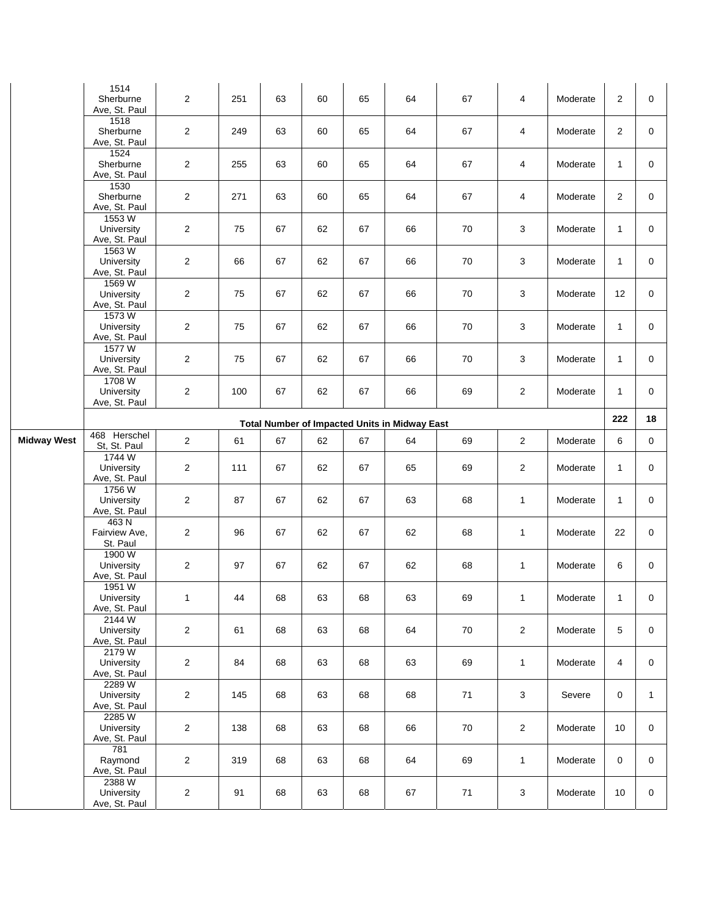| | | | | | | | | | | | | |
|---|---|---|---|---|---|---|---|---|---|---|---|---|
| | 1514 Sherburne Ave, St. Paul | 2 | 251 | 63 | 60 | 65 | 64 | 67 | 4 | Moderate | 2 | 0 |
| | 1518 Sherburne Ave, St. Paul | 2 | 249 | 63 | 60 | 65 | 64 | 67 | 4 | Moderate | 2 | 0 |
| | 1524 Sherburne Ave, St. Paul | 2 | 255 | 63 | 60 | 65 | 64 | 67 | 4 | Moderate | 1 | 0 |
| | 1530 Sherburne Ave, St. Paul | 2 | 271 | 63 | 60 | 65 | 64 | 67 | 4 | Moderate | 2 | 0 |
| | 1553 W University Ave, St. Paul | 2 | 75 | 67 | 62 | 67 | 66 | 70 | 3 | Moderate | 1 | 0 |
| | 1563 W University Ave, St. Paul | 2 | 66 | 67 | 62 | 67 | 66 | 70 | 3 | Moderate | 1 | 0 |
| | 1569 W University Ave, St. Paul | 2 | 75 | 67 | 62 | 67 | 66 | 70 | 3 | Moderate | 12 | 0 |
| | 1573 W University Ave, St. Paul | 2 | 75 | 67 | 62 | 67 | 66 | 70 | 3 | Moderate | 1 | 0 |
| | 1577 W University Ave, St. Paul | 2 | 75 | 67 | 62 | 67 | 66 | 70 | 3 | Moderate | 1 | 0 |
| | 1708 W University Ave, St. Paul | 2 | 100 | 67 | 62 | 67 | 66 | 69 | 2 | Moderate | 1 | 0 |
| | **Total Number of Impacted Units in Midway East** | | | | | | | | | | **222** | **18** |
| **Midway West** | 468 Herschel St, St. Paul | 2 | 61 | 67 | 62 | 67 | 64 | 69 | 2 | Moderate | 6 | 0 |
| | 1744 W University Ave, St. Paul | 2 | 111 | 67 | 62 | 67 | 65 | 69 | 2 | Moderate | 1 | 0 |
| | 1756 W University Ave, St. Paul | 2 | 87 | 67 | 62 | 67 | 63 | 68 | 1 | Moderate | 1 | 0 |
| | 463 N Fairview Ave, St. Paul | 2 | 96 | 67 | 62 | 67 | 62 | 68 | 1 | Moderate | 22 | 0 |
| | 1900 W University Ave, St. Paul | 2 | 97 | 67 | 62 | 67 | 62 | 68 | 1 | Moderate | 6 | 0 |
| | 1951 W University Ave, St. Paul | 1 | 44 | 68 | 63 | 68 | 63 | 69 | 1 | Moderate | 1 | 0 |
| | 2144 W University Ave, St. Paul | 2 | 61 | 68 | 63 | 68 | 64 | 70 | 2 | Moderate | 5 | 0 |
| | 2179 W University Ave, St. Paul | 2 | 84 | 68 | 63 | 68 | 63 | 69 | 1 | Moderate | 4 | 0 |
| | 2289 W University Ave, St. Paul | 2 | 145 | 68 | 63 | 68 | 68 | 71 | 3 | Severe | 0 | 1 |
| | 2285 W University Ave, St. Paul | 2 | 138 | 68 | 63 | 68 | 66 | 70 | 2 | Moderate | 10 | 0 |
| | 781 Raymond Ave, St. Paul | 2 | 319 | 68 | 63 | 68 | 64 | 69 | 1 | Moderate | 0 | 0 |
| | 2388 W University Ave, St. Paul | 2 | 91 | 68 | 63 | 68 | 67 | 71 | 3 | Moderate | 10 | 0 |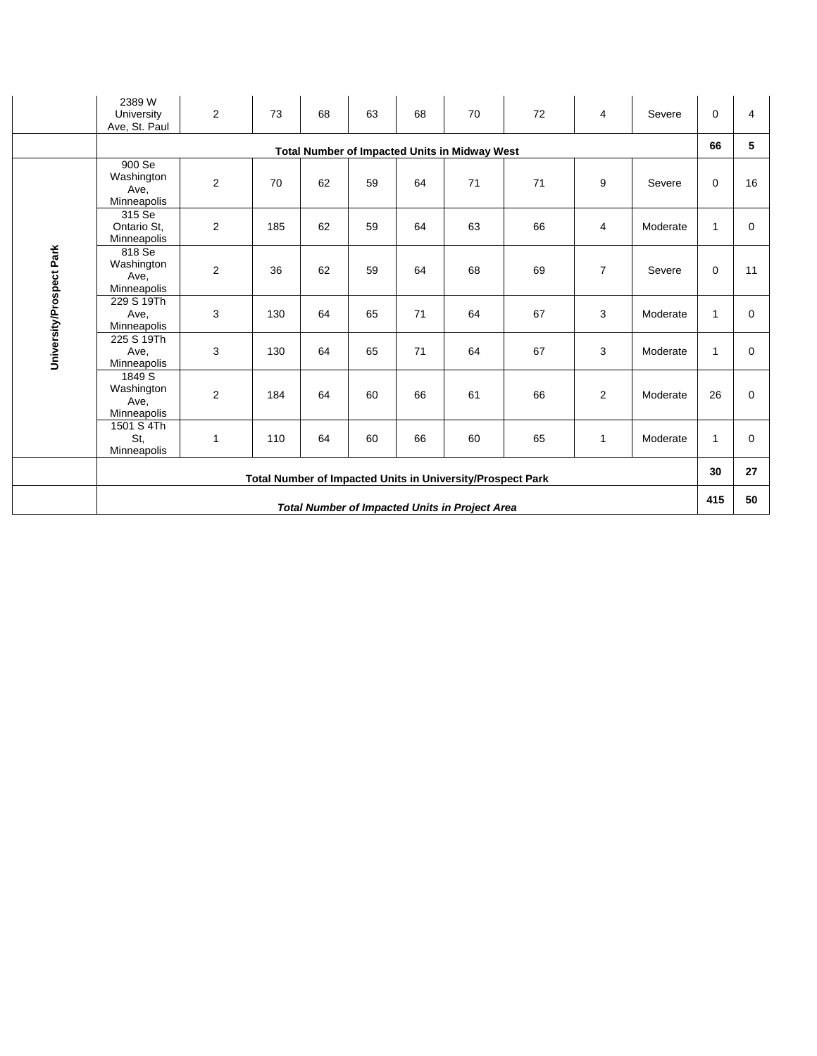| | | | | | | | | | | | | |
|---|---|---|---|---|---|---|---|---|---|---|---|---|
| | 2389 W University Ave, St. Paul | 2 | 73 | 68 | 63 | 68 | 70 | 72 | 4 | Severe | 0 | 4 |
| | **Total Number of Impacted Units in Midway West** | | | | | | | | | | **66** | **5** |
| **University/Prospect Park** | 900 Se Washington Ave, Minneapolis | 2 | 70 | 62 | 59 | 64 | 71 | 71 | 9 | Severe | 0 | 16 |
| | 315 Se Ontario St, Minneapolis | 2 | 185 | 62 | 59 | 64 | 63 | 66 | 4 | Moderate | 1 | 0 |
| | 818 Se Washington Ave, Minneapolis | 2 | 36 | 62 | 59 | 64 | 68 | 69 | 7 | Severe | 0 | 11 |
| | 229 S 19Th Ave, Minneapolis | 3 | 130 | 64 | 65 | 71 | 64 | 67 | 3 | Moderate | 1 | 0 |
| | 225 S 19Th Ave, Minneapolis | 3 | 130 | 64 | 65 | 71 | 64 | 67 | 3 | Moderate | 1 | 0 |
| | 1849 S Washington Ave, Minneapolis | 2 | 184 | 64 | 60 | 66 | 61 | 66 | 2 | Moderate | 26 | 0 |
| | 1501 S 4Th St, Minneapolis | 1 | 110 | 64 | 60 | 66 | 60 | 65 | 1 | Moderate | 1 | 0 |
| | **Total Number of Impacted Units in University/Prospect Park** | | | | | | | | | | **30** | **27** |
| | ***Total Number of Impacted Units in Project Area*** | | | | | | | | | | **415** | **50** |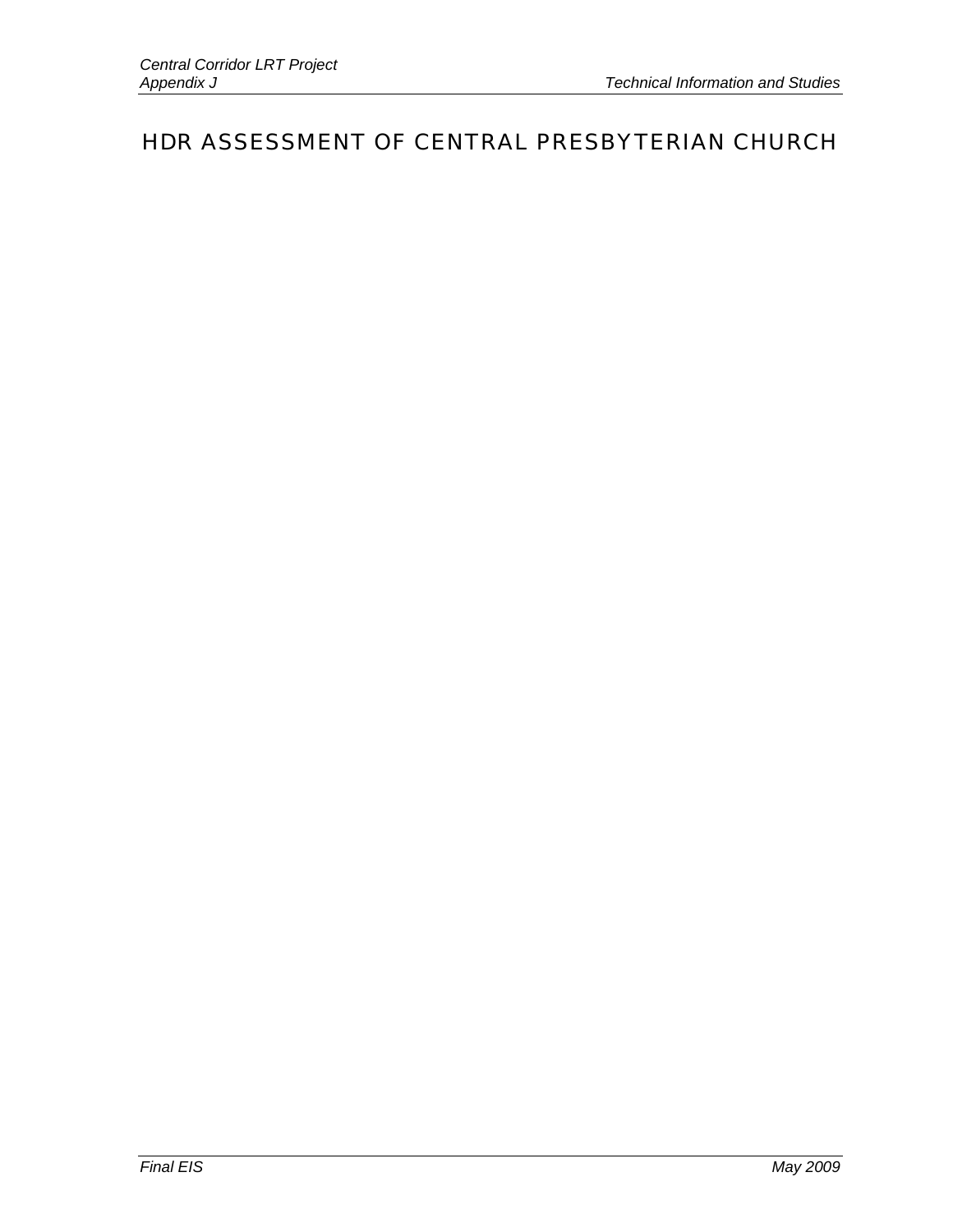# HDR ASSESSMENT OF CENTRAL PRESBYTERIAN CHURCH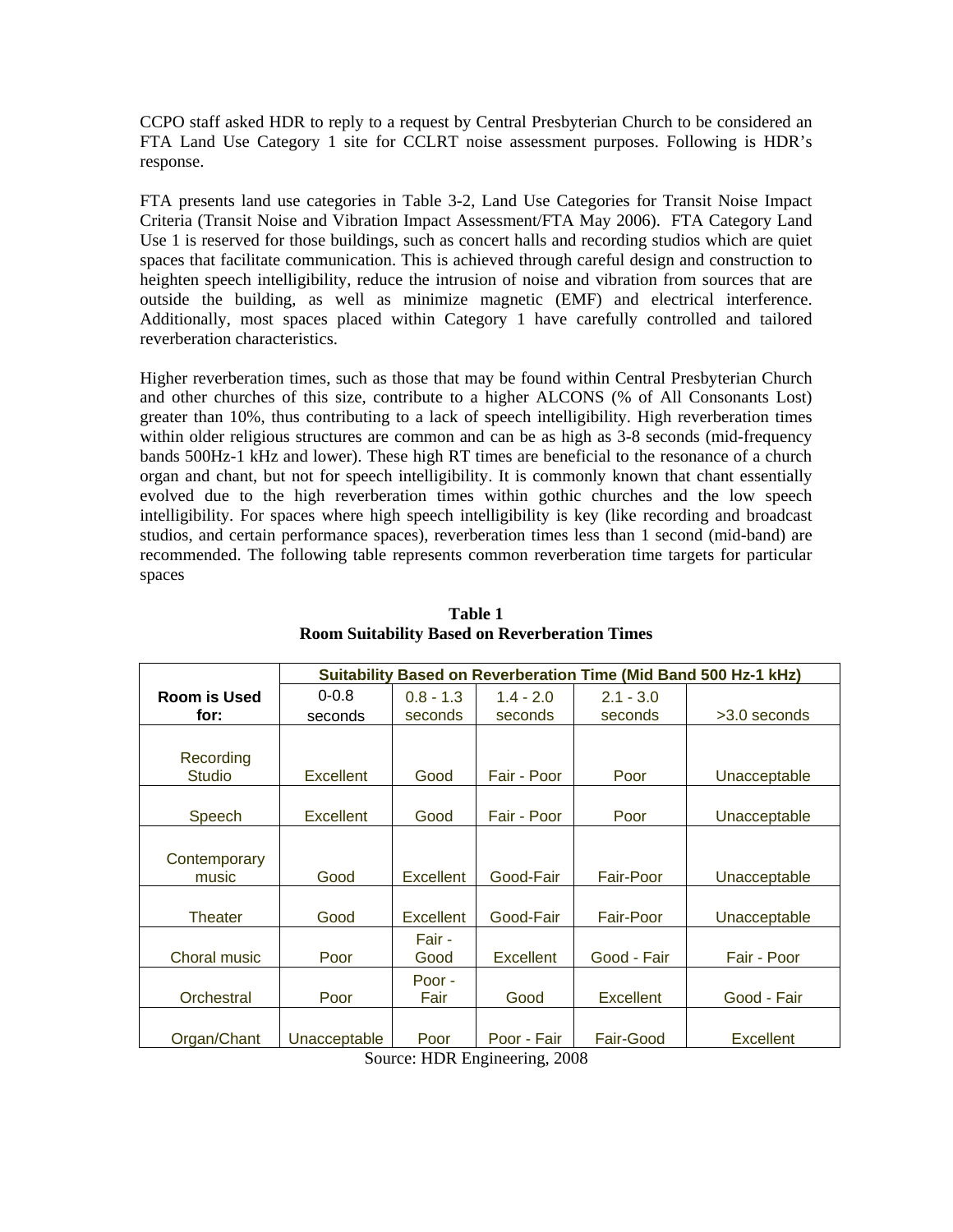CCPO staff asked HDR to reply to a request by Central Presbyterian Church to be considered an FTA Land Use Category 1 site for CCLRT noise assessment purposes. Following is HDR's response.

FTA presents land use categories in Table 3-2, Land Use Categories for Transit Noise Impact Criteria (Transit Noise and Vibration Impact Assessment/FTA May 2006). FTA Category Land Use 1 is reserved for those buildings, such as concert halls and recording studios which are quiet spaces that facilitate communication. This is achieved through careful design and construction to heighten speech intelligibility, reduce the intrusion of noise and vibration from sources that are outside the building, as well as minimize magnetic (EMF) and electrical interference. Additionally, most spaces placed within Category 1 have carefully controlled and tailored reverberation characteristics.

Higher reverberation times, such as those that may be found within Central Presbyterian Church and other churches of this size, contribute to a higher ALCONS (% of All Consonants Lost) greater than 10%, thus contributing to a lack of speech intelligibility. High reverberation times within older religious structures are common and can be as high as 3-8 seconds (mid-frequency bands 500Hz-1 kHz and lower). These high RT times are beneficial to the resonance of a church organ and chant, but not for speech intelligibility. It is commonly known that chant essentially evolved due to the high reverberation times within gothic churches and the low speech intelligibility. For spaces where high speech intelligibility is key (like recording and broadcast studios, and certain performance spaces), reverberation times less than 1 second (mid-band) are recommended. The following table represents common reverberation time targets for particular spaces

**Table 1**
**Room Suitability Based on Reverberation Times**

| Room is Used for: | Suitability Based on Reverberation Time (Mid Band 500 Hz-1 kHz) | | | | |
|---|---|---|---|---|---|
| | 0-0.8 seconds | 0.8 - 1.3 seconds | 1.4 - 2.0 seconds | 2.1 - 3.0 seconds | >3.0 seconds |
| Recording Studio | Excellent | Good | Fair - Poor | Poor | Unacceptable |
| Speech | Excellent | Good | Fair - Poor | Poor | Unacceptable |
| Contemporary music | Good | Excellent | Good-Fair | Fair-Poor | Unacceptable |
| Theater | Good | Excellent | Good-Fair | Fair-Poor | Unacceptable |
| Choral music | Poor | Fair - Good | Excellent | Good - Fair | Fair - Poor |
| Orchestral | Poor | Poor - Fair | Good | Excellent | Good - Fair |
| Organ/Chant | Unacceptable | Poor | Poor - Fair | Fair-Good | Excellent |

Source: HDR Engineering, 2008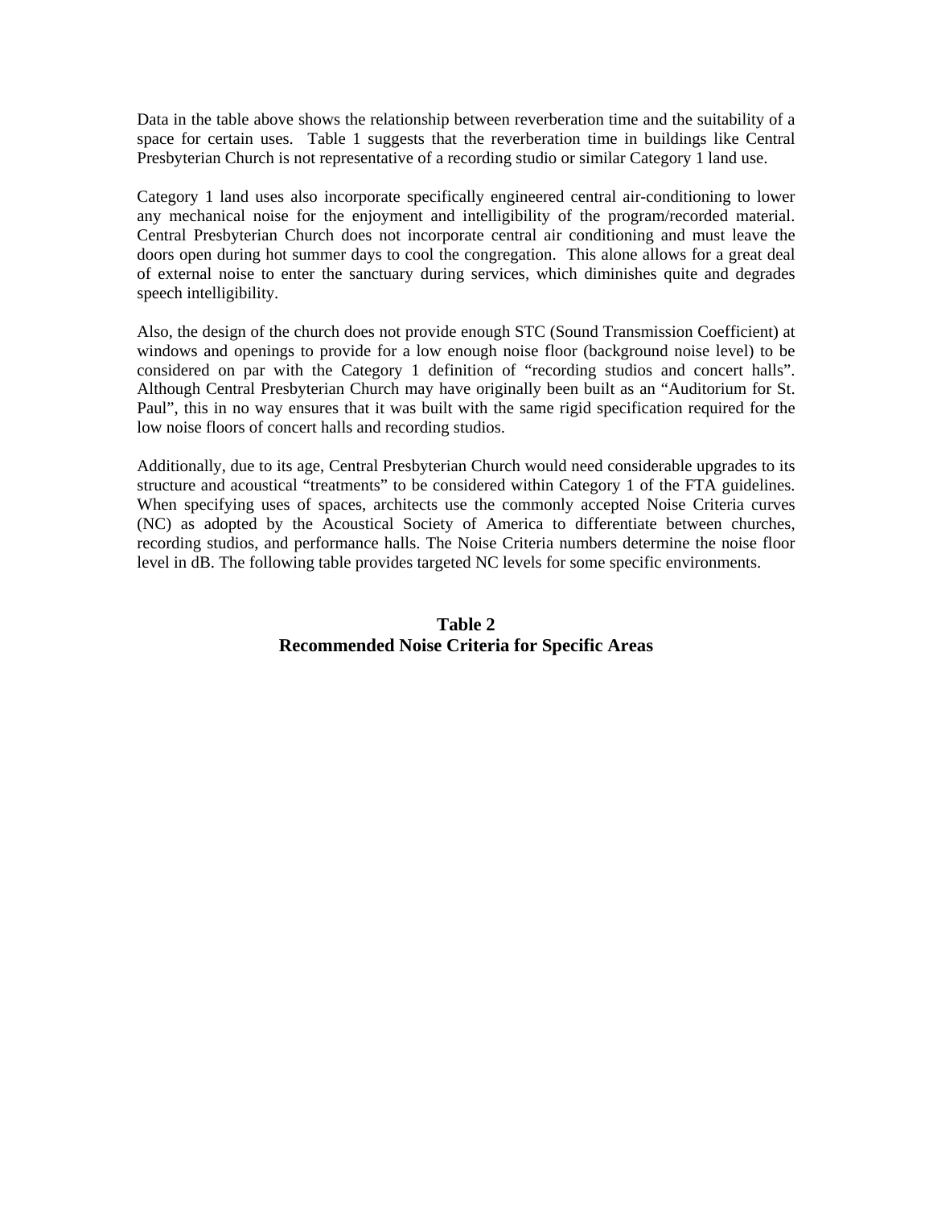Data in the table above shows the relationship between reverberation time and the suitability of a space for certain uses. Table 1 suggests that the reverberation time in buildings like Central Presbyterian Church is not representative of a recording studio or similar Category 1 land use.

Category 1 land uses also incorporate specifically engineered central air-conditioning to lower any mechanical noise for the enjoyment and intelligibility of the program/recorded material. Central Presbyterian Church does not incorporate central air conditioning and must leave the doors open during hot summer days to cool the congregation. This alone allows for a great deal of external noise to enter the sanctuary during services, which diminishes quite and degrades speech intelligibility.

Also, the design of the church does not provide enough STC (Sound Transmission Coefficient) at windows and openings to provide for a low enough noise floor (background noise level) to be considered on par with the Category 1 definition of "recording studios and concert halls". Although Central Presbyterian Church may have originally been built as an "Auditorium for St. Paul", this in no way ensures that it was built with the same rigid specification required for the low noise floors of concert halls and recording studios.

Additionally, due to its age, Central Presbyterian Church would need considerable upgrades to its structure and acoustical "treatments" to be considered within Category 1 of the FTA guidelines. When specifying uses of spaces, architects use the commonly accepted Noise Criteria curves (NC) as adopted by the Acoustical Society of America to differentiate between churches, recording studios, and performance halls. The Noise Criteria numbers determine the noise floor level in dB. The following table provides targeted NC levels for some specific environments.

**Table 2**
**Recommended Noise Criteria for Specific Areas**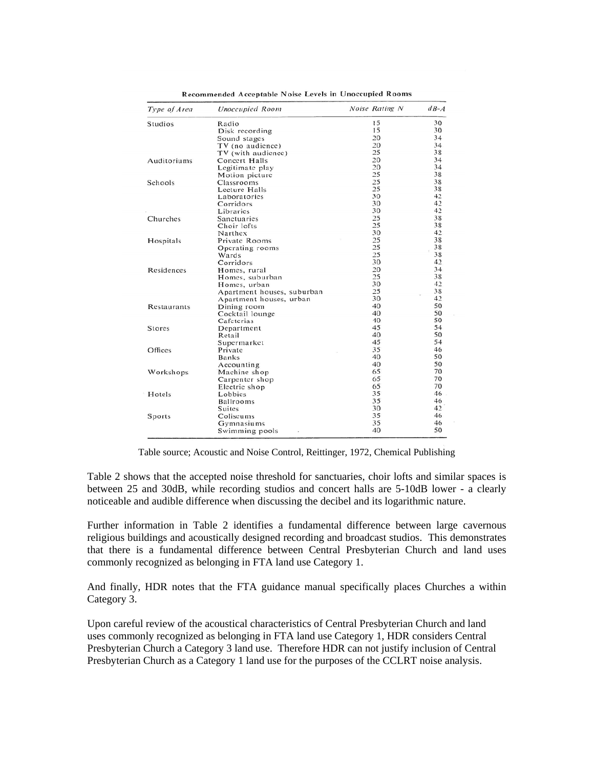**Recommended Acceptable Noise Levels in Unoccupied Rooms**

| Type of Area | Unoccupied Room | Noise Rating N | dB-A |
|---|---|---|---|
| Studios | Radio | 15 | 30 |
| | Disk recording | 15 | 30 |
| | Sound stages | 20 | 34 |
| | TV (no audience) | 20 | 34 |
| | TV (with audience) | 25 | 38 |
| Auditoriums | Concert Halls | 20 | 34 |
| | Legitimate play | 20 | 34 |
| | Motion picture | 25 | 38 |
| Schools | Classrooms | 25 | 38 |
| | Lecture Halls | 25 | 38 |
| | Laboratories | 30 | 42 |
| | Corridors | 30 | 42 |
| | Libraries | 30 | 42 |
| Churches | Sanctuaries | 25 | 38 |
| | Choir lofts | 25 | 38 |
| | Narthex | 30 | 42 |
| Hospitals | Private Rooms | 25 | 38 |
| | Operating rooms | 25 | 38 |
| | Wards | 25 | 38 |
| | Corridors | 30 | 42 |
| Residences | Homes, rural | 20 | 34 |
| | Homes, suburban | 25 | 38 |
| | Homes, urban | 30 | 42 |
| | Apartment houses, suburban | 25 | 38 |
| | Apartment houses, urban | 30 | 42 |
| Restaurants | Dining room | 40 | 50 |
| | Cocktail lounge | 40 | 50 |
| | Cafeterias | 40 | 50 |
| Stores | Department | 45 | 54 |
| | Retail | 40 | 50 |
| | Supermarket | 45 | 54 |
| Offices | Private | 35 | 46 |
| | Banks | 40 | 50 |
| | Accounting | 40 | 50 |
| Workshops | Machine shop | 65 | 70 |
| | Carpenter shop | 65 | 70 |
| | Electric shop | 65 | 70 |
| Hotels | Lobbies | 35 | 46 |
| | Ballrooms | 35 | 46 |
| | Suites | 30 | 42 |
| Sports | Coliseums | 35 | 46 |
| | Gymnasiums | 35 | 46 |
| | Swimming pools | 40 | 50 |

Table source; Acoustic and Noise Control, Reittinger, 1972, Chemical Publishing

Table 2 shows that the accepted noise threshold for sanctuaries, choir lofts and similar spaces is between 25 and 30dB, while recording studios and concert halls are 5-10dB lower - a clearly noticeable and audible difference when discussing the decibel and its logarithmic nature.

Further information in Table 2 identifies a fundamental difference between large cavernous religious buildings and acoustically designed recording and broadcast studios. This demonstrates that there is a fundamental difference between Central Presbyterian Church and land uses commonly recognized as belonging in FTA land use Category 1.

And finally, HDR notes that the FTA guidance manual specifically places Churches a within Category 3.

Upon careful review of the acoustical characteristics of Central Presbyterian Church and land uses commonly recognized as belonging in FTA land use Category 1, HDR considers Central Presbyterian Church a Category 3 land use. Therefore HDR can not justify inclusion of Central Presbyterian Church as a Category 1 land use for the purposes of the CCLRT noise analysis.